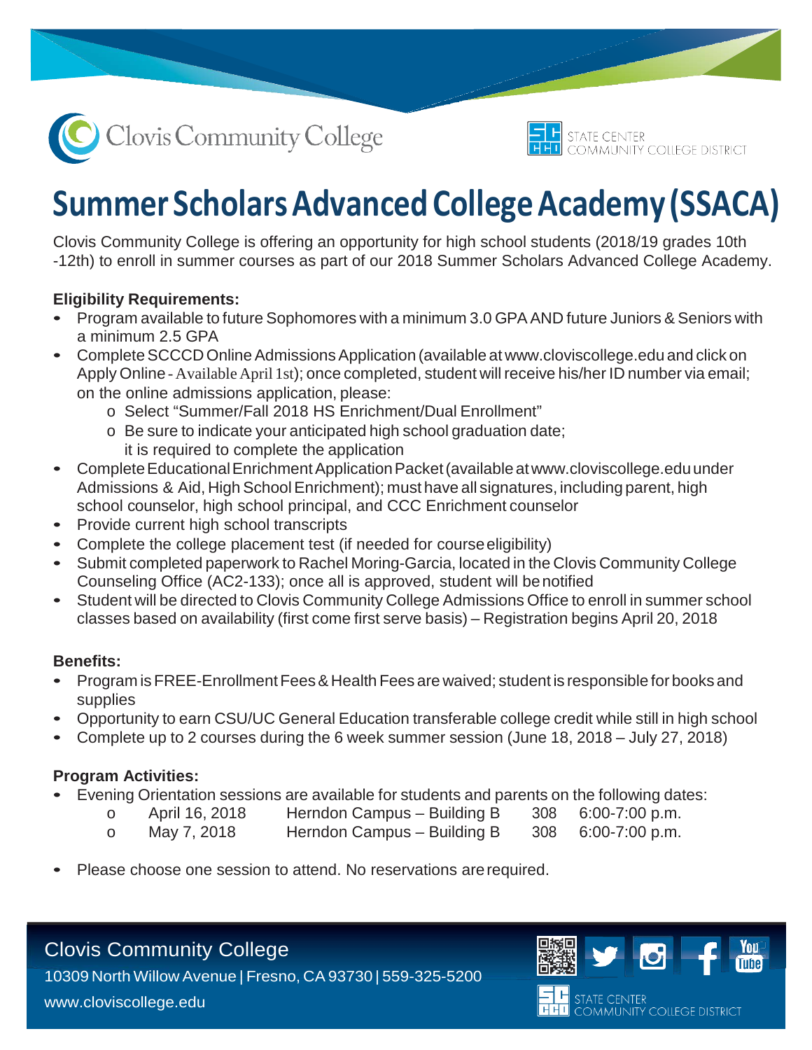Clovis Community College

STATE CENTER COMMUNITY COLLEGE DISTRICT

# Summer Scholars Advanced College Academy (SSACA)

Clovis Community College is offering an opportunity for high school students (2018/19 grades 10th -12th) to enroll in summer courses as part of our 2018 Summer Scholars Advanced College Academy.

**Eligibility Requirements:**

- Program available to future Sophomores with a minimum 3.0 GPA AND future Juniors & Seniors with a minimum 2.5 GPA
- Complete SCCCD Online Admissions Application (available at www.cloviscollege.edu and click on Apply Online - Available April 1st); once completed, student will receive his/her ID number via email; on the online admissions application, please:
  - Select "Summer/Fall 2018 HS Enrichment/Dual Enrollment"
  - Be sure to indicate your anticipated high school graduation date; it is required to complete the application
- Complete Educational Enrichment Application Packet (available at www.cloviscollege.edu under Admissions & Aid, High School Enrichment); must have all signatures, including parent, high school counselor, high school principal, and CCC Enrichment counselor
- Provide current high school transcripts
- Complete the college placement test (if needed for course eligibility)
- Submit completed paperwork to Rachel Moring-Garcia, located in the Clovis Community College Counseling Office (AC2-133); once all is approved, student will be notified
- Student will be directed to Clovis Community College Admissions Office to enroll in summer school classes based on availability (first come first serve basis) – Registration begins April 20, 2018

**Benefits:**

- Program is FREE-Enrollment Fees & Health Fees are waived; student is responsible for books and supplies
- Opportunity to earn CSU/UC General Education transferable college credit while still in high school
- Complete up to 2 courses during the 6 week summer session (June 18, 2018 – July 27, 2018)

**Program Activities:**

- Evening Orientation sessions are available for students and parents on the following dates:
  - April 16, 2018 — Herndon Campus – Building B — 308 — 6:00-7:00 p.m.
  - May 7, 2018 — Herndon Campus – Building B — 308 — 6:00-7:00 p.m.
- Please choose one session to attend. No reservations are required.

Clovis Community College

10309 North Willow Avenue | Fresno, CA 93730 | 559-325-5200

www.cloviscollege.edu

STATE CENTER COMMUNITY COLLEGE DISTRICT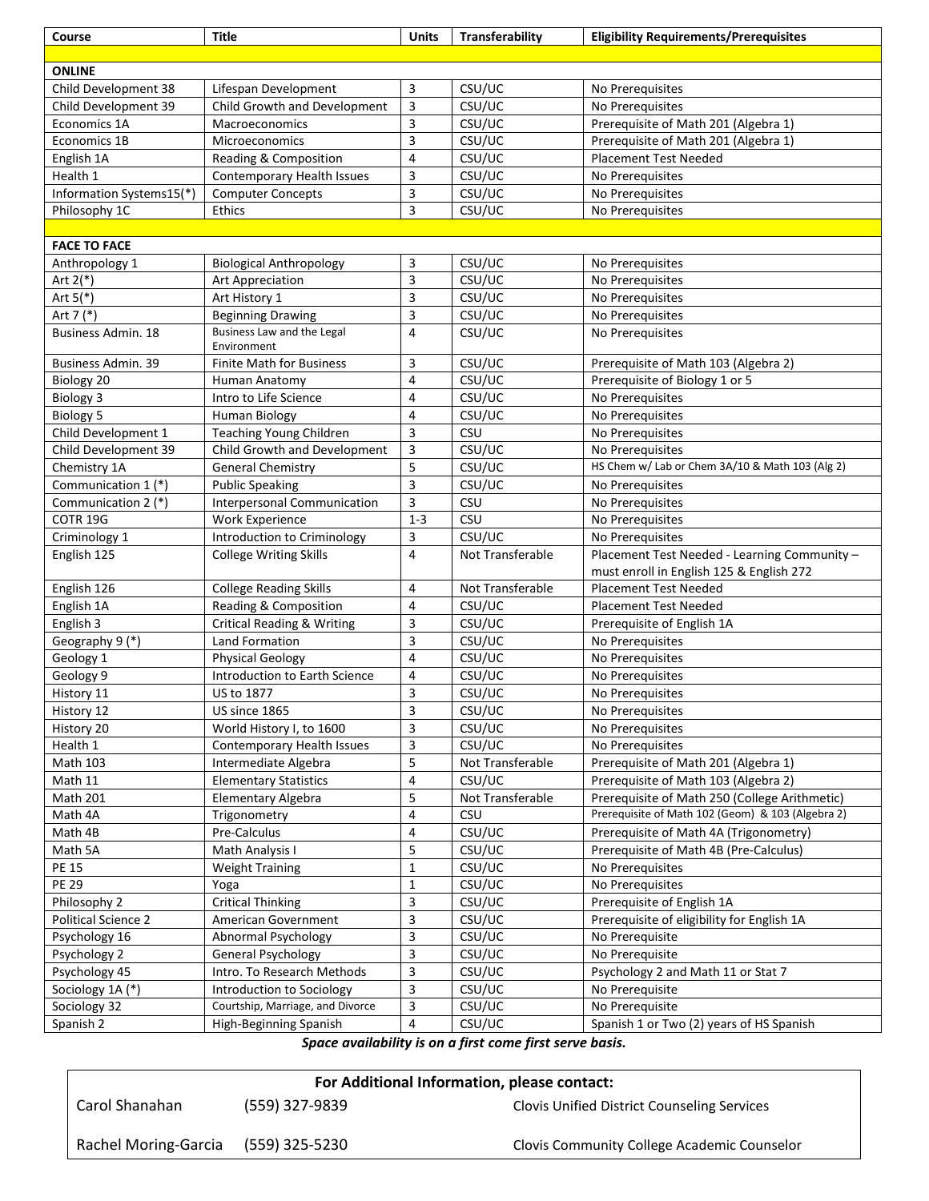| Course | Title | Units | Transferability | Eligibility Requirements/Prerequisites |
|---|---|---|---|---|
| | | | | |
| **ONLINE** | | | | |
| Child Development 38 | Lifespan Development | 3 | CSU/UC | No Prerequisites |
| Child Development 39 | Child Growth and Development | 3 | CSU/UC | No Prerequisites |
| Economics 1A | Macroeconomics | 3 | CSU/UC | Prerequisite of Math 201 (Algebra 1) |
| Economics 1B | Microeconomics | 3 | CSU/UC | Prerequisite of Math 201 (Algebra 1) |
| English 1A | Reading & Composition | 4 | CSU/UC | Placement Test Needed |
| Health 1 | Contemporary Health Issues | 3 | CSU/UC | No Prerequisites |
| Information Systems15(*) | Computer Concepts | 3 | CSU/UC | No Prerequisites |
| Philosophy 1C | Ethics | 3 | CSU/UC | No Prerequisites |
| | | | | |
| **FACE TO FACE** | | | | |
| Anthropology 1 | Biological Anthropology | 3 | CSU/UC | No Prerequisites |
| Art 2(*) | Art Appreciation | 3 | CSU/UC | No Prerequisites |
| Art 5(*) | Art History 1 | 3 | CSU/UC | No Prerequisites |
| Art 7 (*) | Beginning Drawing | 3 | CSU/UC | No Prerequisites |
| Business Admin. 18 | Business Law and the Legal Environment | 4 | CSU/UC | No Prerequisites |
| Business Admin. 39 | Finite Math for Business | 3 | CSU/UC | Prerequisite of Math 103 (Algebra 2) |
| Biology 20 | Human Anatomy | 4 | CSU/UC | Prerequisite of Biology 1 or 5 |
| Biology 3 | Intro to Life Science | 4 | CSU/UC | No Prerequisites |
| Biology 5 | Human Biology | 4 | CSU/UC | No Prerequisites |
| Child Development 1 | Teaching Young Children | 3 | CSU | No Prerequisites |
| Child Development 39 | Child Growth and Development | 3 | CSU/UC | No Prerequisites |
| Chemistry 1A | General Chemistry | 5 | CSU/UC | HS Chem w/ Lab or Chem 3A/10 & Math 103 (Alg 2) |
| Communication 1 (*) | Public Speaking | 3 | CSU/UC | No Prerequisites |
| Communication 2 (*) | Interpersonal Communication | 3 | CSU | No Prerequisites |
| COTR 19G | Work Experience | 1-3 | CSU | No Prerequisites |
| Criminology 1 | Introduction to Criminology | 3 | CSU/UC | No Prerequisites |
| English 125 | College Writing Skills | 4 | Not Transferable | Placement Test Needed - Learning Community – must enroll in English 125 & English 272 |
| English 126 | College Reading Skills | 4 | Not Transferable | Placement Test Needed |
| English 1A | Reading & Composition | 4 | CSU/UC | Placement Test Needed |
| English 3 | Critical Reading & Writing | 3 | CSU/UC | Prerequisite of English 1A |
| Geography 9 (*) | Land Formation | 3 | CSU/UC | No Prerequisites |
| Geology 1 | Physical Geology | 4 | CSU/UC | No Prerequisites |
| Geology 9 | Introduction to Earth Science | 4 | CSU/UC | No Prerequisites |
| History 11 | US to 1877 | 3 | CSU/UC | No Prerequisites |
| History 12 | US since 1865 | 3 | CSU/UC | No Prerequisites |
| History 20 | World History I, to 1600 | 3 | CSU/UC | No Prerequisites |
| Health 1 | Contemporary Health Issues | 3 | CSU/UC | No Prerequisites |
| Math 103 | Intermediate Algebra | 5 | Not Transferable | Prerequisite of Math 201 (Algebra 1) |
| Math 11 | Elementary Statistics | 4 | CSU/UC | Prerequisite of Math 103 (Algebra 2) |
| Math 201 | Elementary Algebra | 5 | Not Transferable | Prerequisite of Math 250 (College Arithmetic) |
| Math 4A | Trigonometry | 4 | CSU | Prerequisite of Math 102 (Geom) & 103 (Algebra 2) |
| Math 4B | Pre-Calculus | 4 | CSU/UC | Prerequisite of Math 4A (Trigonometry) |
| Math 5A | Math Analysis I | 5 | CSU/UC | Prerequisite of Math 4B (Pre-Calculus) |
| PE 15 | Weight Training | 1 | CSU/UC | No Prerequisites |
| PE 29 | Yoga | 1 | CSU/UC | No Prerequisites |
| Philosophy 2 | Critical Thinking | 3 | CSU/UC | Prerequisite of English 1A |
| Political Science 2 | American Government | 3 | CSU/UC | Prerequisite of eligibility for English 1A |
| Psychology 16 | Abnormal Psychology | 3 | CSU/UC | No Prerequisite |
| Psychology 2 | General Psychology | 3 | CSU/UC | No Prerequisite |
| Psychology 45 | Intro. To Research Methods | 3 | CSU/UC | Psychology 2 and Math 11 or Stat 7 |
| Sociology 1A (*) | Introduction to Sociology | 3 | CSU/UC | No Prerequisite |
| Sociology 32 | Courtship, Marriage, and Divorce | 3 | CSU/UC | No Prerequisite |
| Spanish 2 | High-Beginning Spanish | 4 | CSU/UC | Spanish 1 or Two (2) years of HS Spanish |

***Space availability is on a first come first serve basis.***

**For Additional Information, please contact:**

| | | |
|---|---|---|
| Carol Shanahan | (559) 327-9839 | Clovis Unified District Counseling Services |
| Rachel Moring-Garcia | (559) 325-5230 | Clovis Community College Academic Counselor |